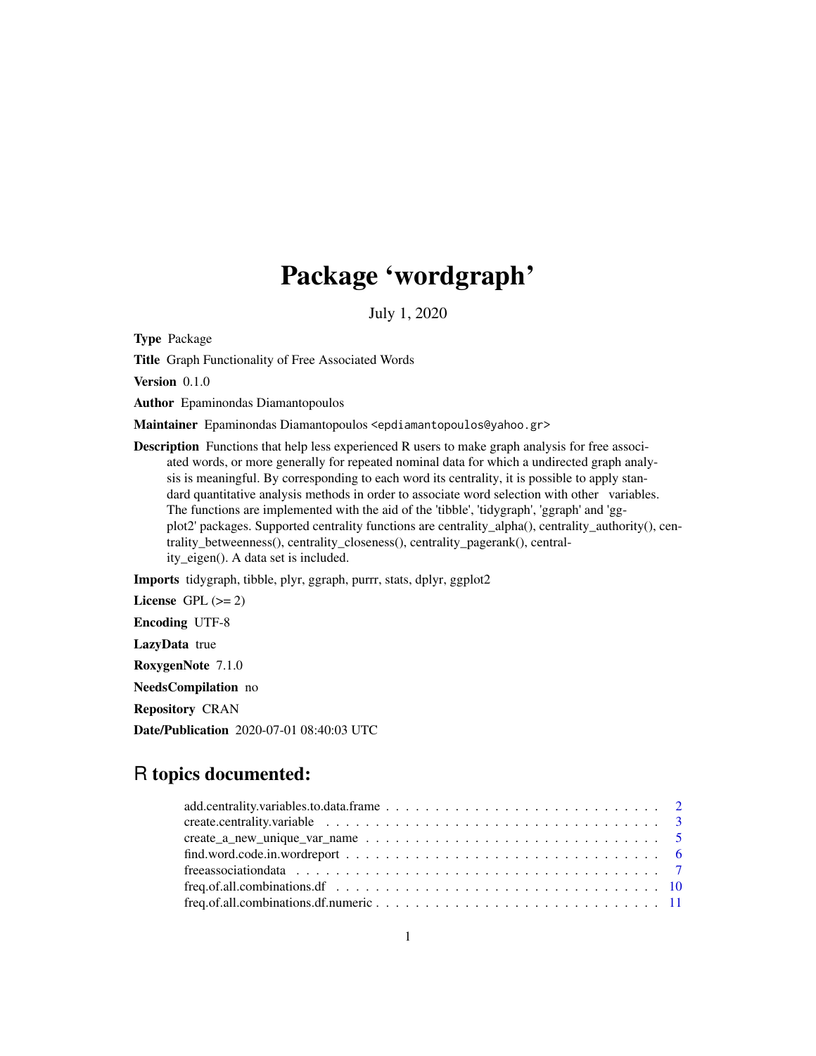# Package 'wordgraph'

July 1, 2020

**Type** Package

**Title** Graph Functionality of Free Associated Words

**Version** 0.1.0

**Author** Epaminondas Diamantopoulos

**Maintainer** Epaminondas Diamantopoulos <epdiamantopoulos@yahoo.gr>

**Description** Functions that help less experienced R users to make graph analysis for free associated words, or more generally for repeated nominal data for which a undirected graph analysis is meaningful. By corresponding to each word its centrality, it is possible to apply standard quantitative analysis methods in order to associate word selection with other variables. The functions are implemented with the aid of the 'tibble', 'tidygraph', 'ggraph' and 'ggplot2' packages. Supported centrality functions are centrality_alpha(), centrality_authority(), centrality_betweenness(), centrality_closeness(), centrality_pagerank(), centrality_eigen(). A data set is included.

**Imports** tidygraph, tibble, plyr, ggraph, purrr, stats, dplyr, ggplot2

**License** GPL (>= 2)

**Encoding** UTF-8

**LazyData** true

**RoxygenNote** 7.1.0

**NeedsCompilation** no

**Repository** CRAN

**Date/Publication** 2020-07-01 08:40:03 UTC

## R topics documented:

add.centrality.variables.to.data.frame . . . . . . . . . . . . . . . . . . . . . . . . . . . 2
create.centrality.variable . . . . . . . . . . . . . . . . . . . . . . . . . . . . . . . . . 3
create_a_new_unique_var_name . . . . . . . . . . . . . . . . . . . . . . . . . . . . . 5
find.word.code.in.wordreport . . . . . . . . . . . . . . . . . . . . . . . . . . . . . . . 6
freeassociationdata . . . . . . . . . . . . . . . . . . . . . . . . . . . . . . . . . . . . 7
freq.of.all.combinations.df . . . . . . . . . . . . . . . . . . . . . . . . . . . . . . . . 10
freq.of.all.combinations.df.numeric . . . . . . . . . . . . . . . . . . . . . . . . . . . . 11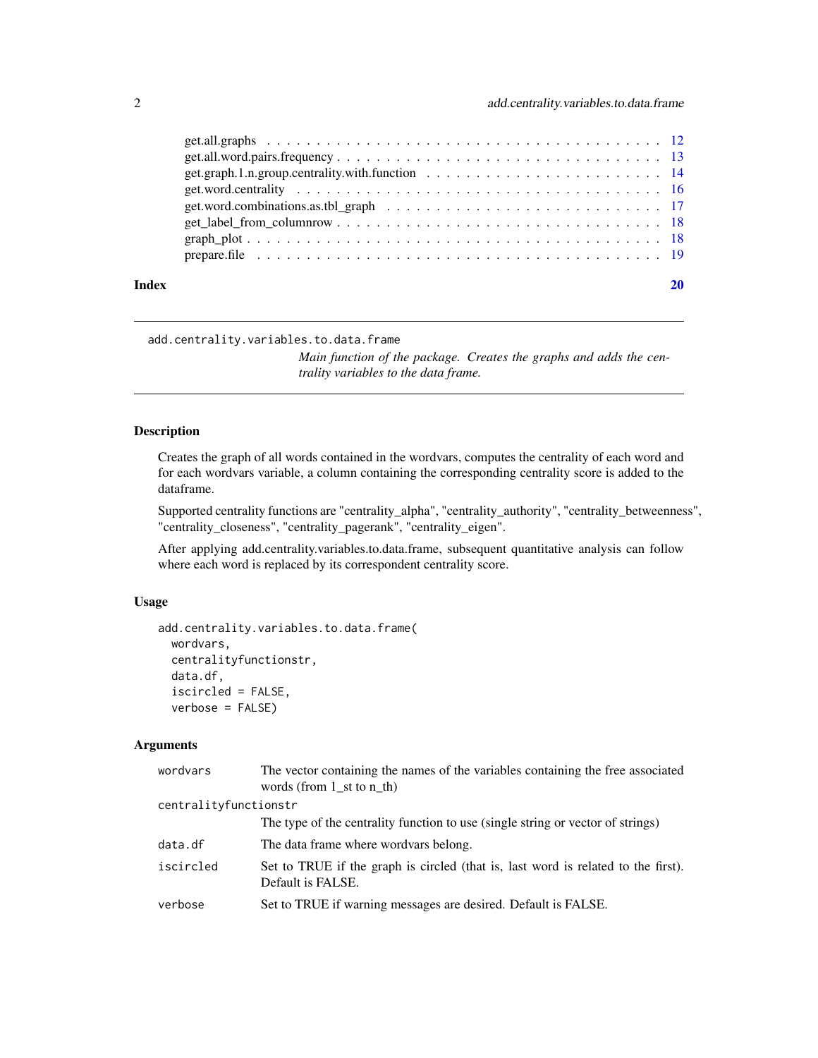get.all.graphs . . . . . . . . . . . . . . . . . . . . . . . . . . . . . . . . . . . . . 12
get.all.word.pairs.frequency . . . . . . . . . . . . . . . . . . . . . . . . . . . . . . . 13
get.graph.1.n.group.centrality.with.function . . . . . . . . . . . . . . . . . . . . . . 14
get.word.centrality . . . . . . . . . . . . . . . . . . . . . . . . . . . . . . . . . . . 16
get.word.combinations.as.tbl_graph . . . . . . . . . . . . . . . . . . . . . . . . . . . 17
get_label_from_columnrow . . . . . . . . . . . . . . . . . . . . . . . . . . . . . . . . 18
graph_plot . . . . . . . . . . . . . . . . . . . . . . . . . . . . . . . . . . . . . . . 18
prepare.file . . . . . . . . . . . . . . . . . . . . . . . . . . . . . . . . . . . . . . 19

**Index** 20

---

## add.centrality.variables.to.data.frame

*Main function of the package. Creates the graphs and adds the centrality variables to the data frame.*

---

### Description

Creates the graph of all words contained in the wordvars, computes the centrality of each word and for each wordvars variable, a column containing the corresponding centrality score is added to the dataframe.

Supported centrality functions are "centrality_alpha", "centrality_authority", "centrality_betweenness", "centrality_closeness", "centrality_pagerank", "centrality_eigen".

After applying add.centrality.variables.to.data.frame, subsequent quantitative analysis can follow where each word is replaced by its correspondent centrality score.

### Usage

```
add.centrality.variables.to.data.frame(
  wordvars,
  centralityfunctionstr,
  data.df,
  iscircled = FALSE,
  verbose = FALSE)
```

### Arguments

| | |
|---|---|
| wordvars | The vector containing the names of the variables containing the free associated words (from 1_st to n_th) |
| centralityfunctionstr | The type of the centrality function to use (single string or vector of strings) |
| data.df | The data frame where wordvars belong. |
| iscircled | Set to TRUE if the graph is circled (that is, last word is related to the first). Default is FALSE. |
| verbose | Set to TRUE if warning messages are desired. Default is FALSE. |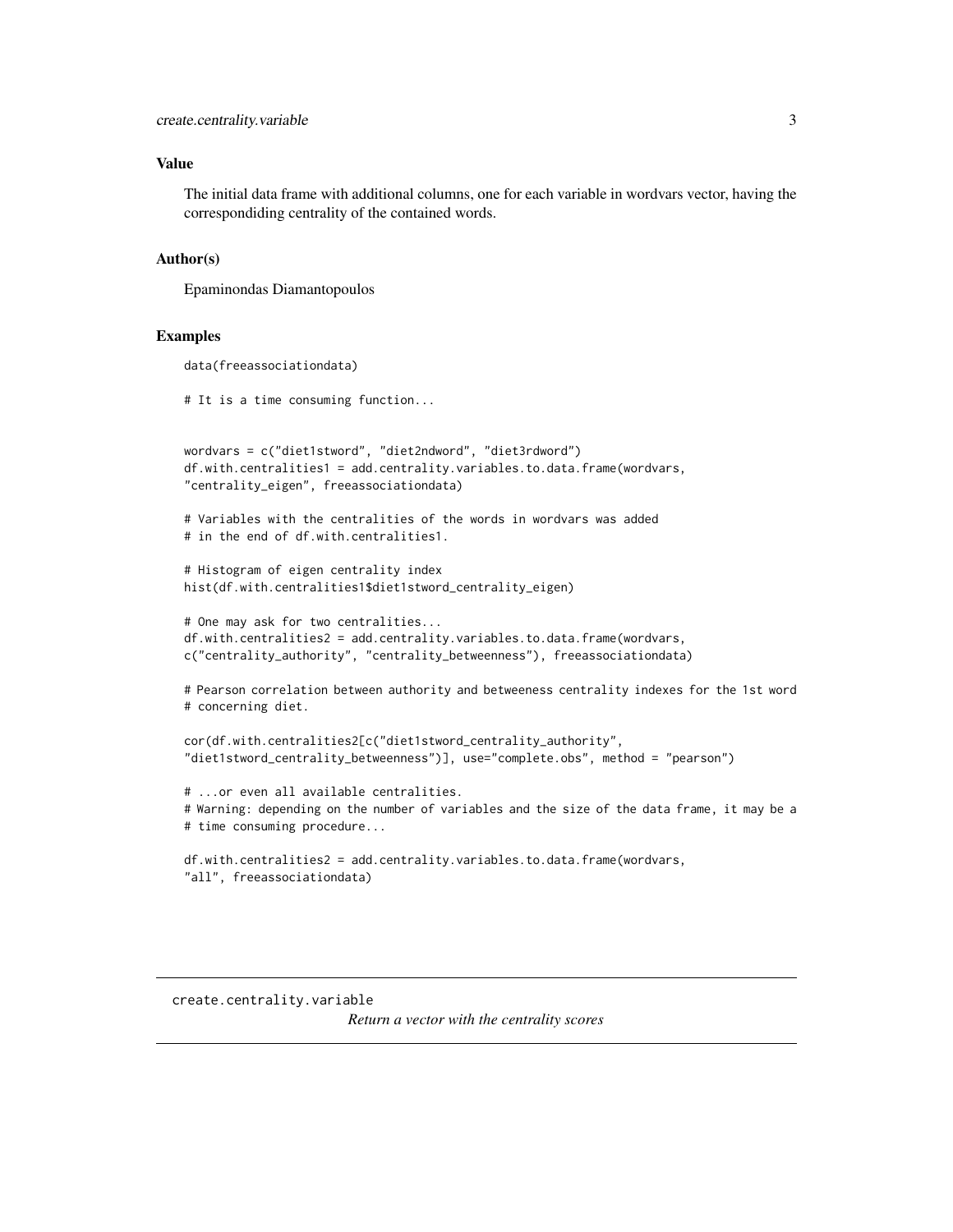### Value

The initial data frame with additional columns, one for each variable in wordvars vector, having the correspondiding centrality of the contained words.

### Author(s)

Epaminondas Diamantopoulos

### Examples

```
data(freeassociationdata)

# It is a time consuming function...


wordvars = c("diet1stword", "diet2ndword", "diet3rdword")
df.with.centralities1 = add.centrality.variables.to.data.frame(wordvars,
"centrality_eigen", freeassociationdata)

# Variables with the centralities of the words in wordvars was added
# in the end of df.with.centralities1.

# Histogram of eigen centrality index
hist(df.with.centralities1$diet1stword_centrality_eigen)

# One may ask for two centralities...
df.with.centralities2 = add.centrality.variables.to.data.frame(wordvars,
c("centrality_authority", "centrality_betweenness"), freeassociationdata)

# Pearson correlation between authority and betweeness centrality indexes for the 1st word
# concerning diet.

cor(df.with.centralities2[c("diet1stword_centrality_authority",
"diet1stword_centrality_betweenness")], use="complete.obs", method = "pearson")

# ...or even all available centralities.
# Warning: depending on the number of variables and the size of the data frame, it may be a
# time consuming procedure...

df.with.centralities2 = add.centrality.variables.to.data.frame(wordvars,
"all", freeassociationdata)
```

---

## create.centrality.variable

*Return a vector with the centrality scores*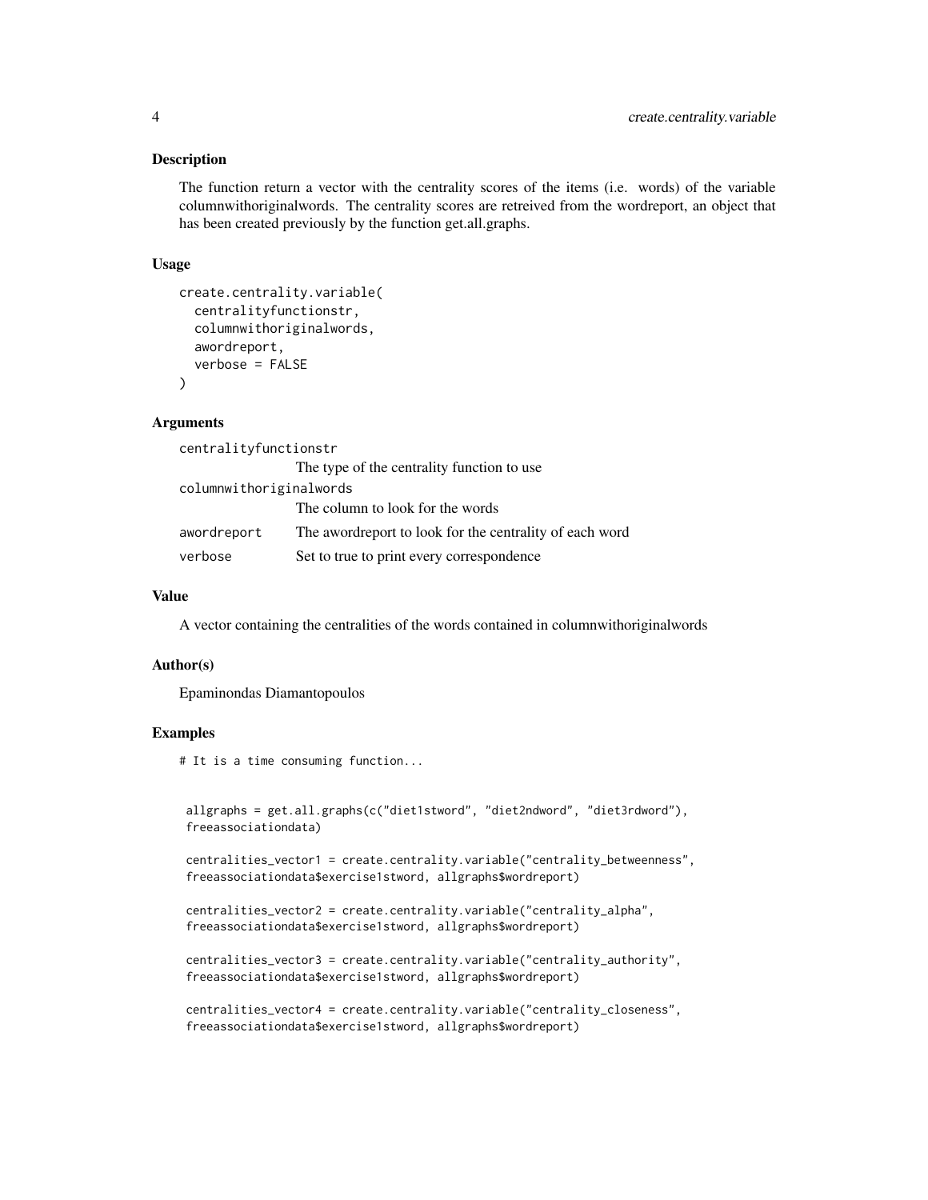## Description

The function return a vector with the centrality scores of the items (i.e. words) of the variable columnwithoriginalwords. The centrality scores are retreived from the wordreport, an object that has been created previously by the function get.all.graphs.

## Usage

```
create.centrality.variable(
  centralityfunctionstr,
  columnwithoriginalwords,
  awordreport,
  verbose = FALSE
)
```

## Arguments

| | |
|---|---|
| `centralityfunctionstr` | The type of the centrality function to use |
| `columnwithoriginalwords` | The column to look for the words |
| `awordreport` | The awordreport to look for the centrality of each word |
| `verbose` | Set to true to print every correspondence |

## Value

A vector containing the centralities of the words contained in columnwithoriginalwords

## Author(s)

Epaminondas Diamantopoulos

## Examples

```
# It is a time consuming function...


 allgraphs = get.all.graphs(c("diet1stword", "diet2ndword", "diet3rdword"),
 freeassociationdata)

 centralities_vector1 = create.centrality.variable("centrality_betweenness",
 freeassociationdata$exercise1stword, allgraphs$wordreport)

 centralities_vector2 = create.centrality.variable("centrality_alpha",
 freeassociationdata$exercise1stword, allgraphs$wordreport)

 centralities_vector3 = create.centrality.variable("centrality_authority",
 freeassociationdata$exercise1stword, allgraphs$wordreport)

 centralities_vector4 = create.centrality.variable("centrality_closeness",
 freeassociationdata$exercise1stword, allgraphs$wordreport)
```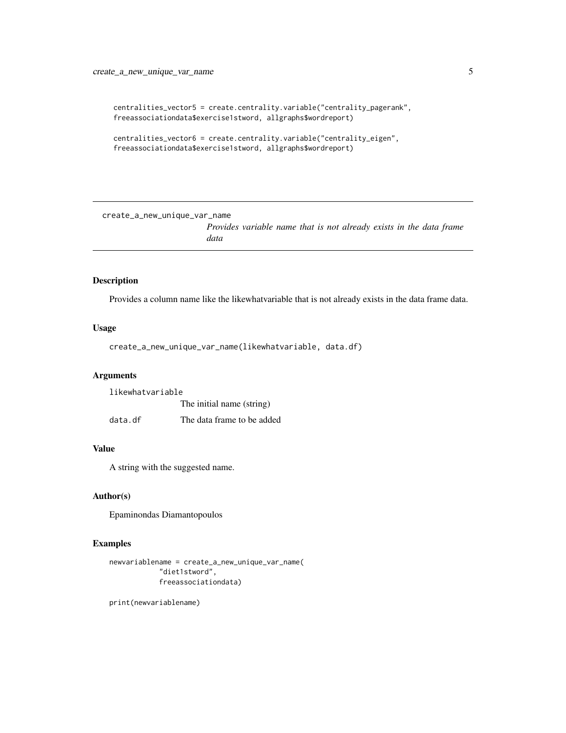```
centralities_vector5 = create.centrality.variable("centrality_pagerank",
freeassociationdata$exercise1stword, allgraphs$wordreport)

centralities_vector6 = create.centrality.variable("centrality_eigen",
freeassociationdata$exercise1stword, allgraphs$wordreport)
```

---

## create_a_new_unique_var_name

*Provides variable name that is not already exists in the data frame data*

---

### Description

Provides a column name like the likewhatvariable that is not already exists in the data frame data.

### Usage

```
create_a_new_unique_var_name(likewhatvariable, data.df)
```

### Arguments

| | |
|---|---|
| `likewhatvariable` | The initial name (string) |
| `data.df` | The data frame to be added |

### Value

A string with the suggested name.

### Author(s)

Epaminondas Diamantopoulos

### Examples

```
newvariablename = create_a_new_unique_var_name(
           "diet1stword",
           freeassociationdata)

print(newvariablename)
```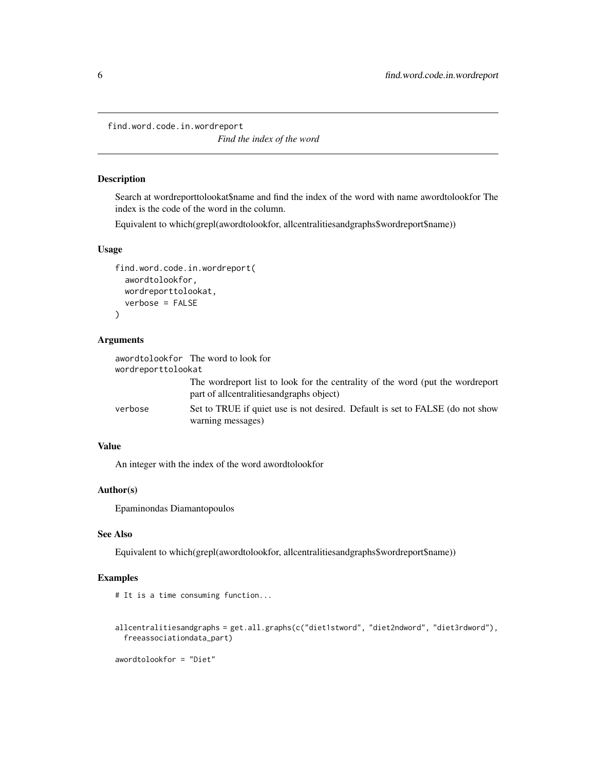# find.word.code.in.wordreport

*Find the index of the word*

## Description

Search at wordreporttolookat$name and find the index of the word with name awordtolookfor The index is the code of the word in the column.

Equivalent to which(grepl(awordtolookfor, allcentralitiesandgraphs$wordreport$name))

## Usage

```
find.word.code.in.wordreport(
  awordtolookfor,
  wordreporttolookat,
  verbose = FALSE
)
```

## Arguments

| Argument | Description |
|---|---|
| awordtolookfor | The word to look for |
| wordreporttolookat | The wordreport list to look for the centrality of the word (put the wordreport part of allcentralitiesandgraphs object) |
| verbose | Set to TRUE if quiet use is not desired. Default is set to FALSE (do not show warning messages) |

## Value

An integer with the index of the word awordtolookfor

## Author(s)

Epaminondas Diamantopoulos

## See Also

Equivalent to which(grepl(awordtolookfor, allcentralitiesandgraphs$wordreport$name))

## Examples

```
# It is a time consuming function...


allcentralitiesandgraphs = get.all.graphs(c("diet1stword", "diet2ndword", "diet3rdword"),
  freeassociationdata_part)

awordtolookfor = "Diet"
```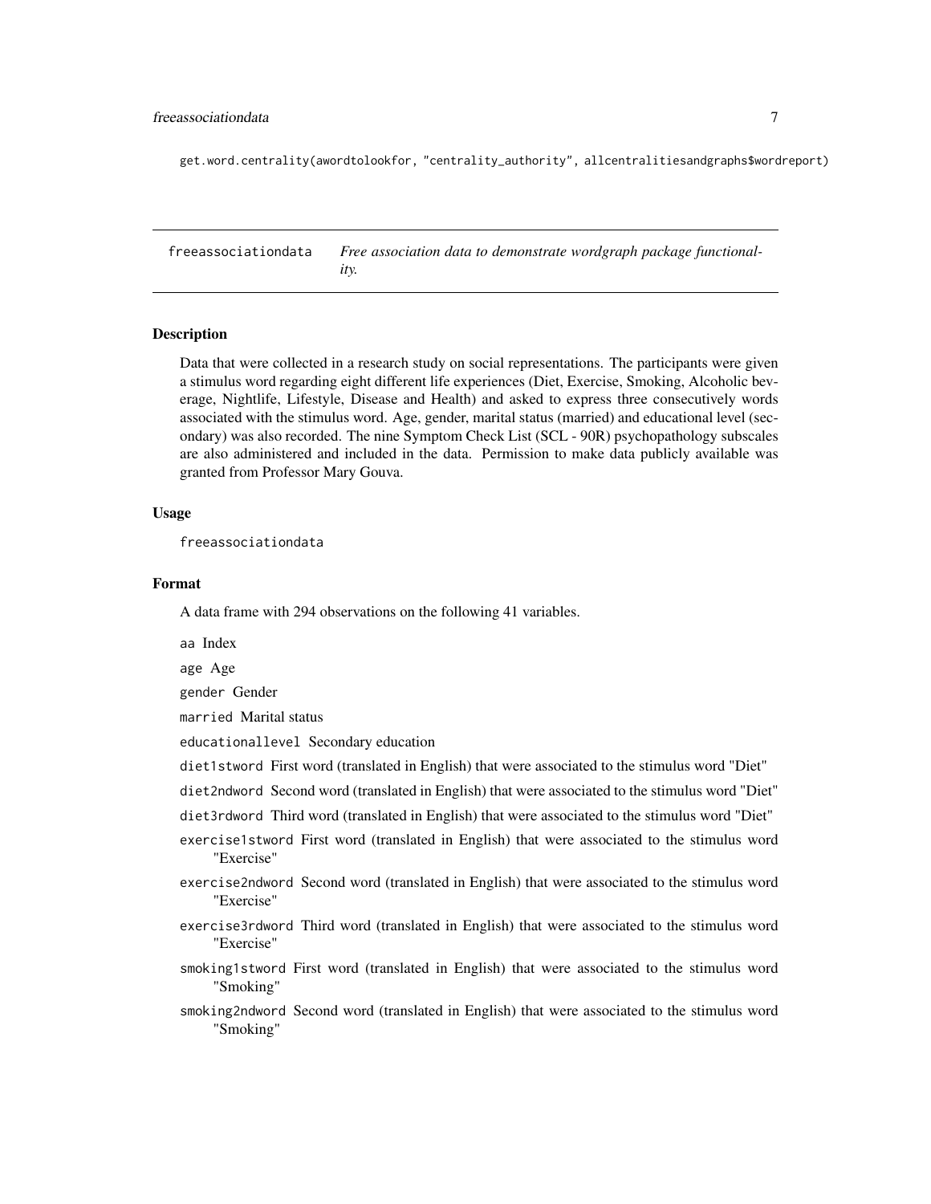```
get.word.centrality(awordtolookfor, "centrality_authority", allcentralitiesandgraphs$wordreport)
```

---

## freeassociationdata — *Free association data to demonstrate wordgraph package functionality.*

---

### Description

Data that were collected in a research study on social representations. The participants were given a stimulus word regarding eight different life experiences (Diet, Exercise, Smoking, Alcoholic beverage, Nightlife, Lifestyle, Disease and Health) and asked to express three consecutively words associated with the stimulus word. Age, gender, marital status (married) and educational level (secondary) was also recorded. The nine Symptom Check List (SCL - 90R) psychopathology subscales are also administered and included in the data. Permission to make data publicly available was granted from Professor Mary Gouva.

### Usage

```
freeassociationdata
```

### Format

A data frame with 294 observations on the following 41 variables.

`aa` Index

`age` Age

`gender` Gender

`married` Marital status

`educationallevel` Secondary education

`diet1stword` First word (translated in English) that were associated to the stimulus word "Diet"

`diet2ndword` Second word (translated in English) that were associated to the stimulus word "Diet"

`diet3rdword` Third word (translated in English) that were associated to the stimulus word "Diet"

`exercise1stword` First word (translated in English) that were associated to the stimulus word "Exercise"

`exercise2ndword` Second word (translated in English) that were associated to the stimulus word "Exercise"

`exercise3rdword` Third word (translated in English) that were associated to the stimulus word "Exercise"

`smoking1stword` First word (translated in English) that were associated to the stimulus word "Smoking"

`smoking2ndword` Second word (translated in English) that were associated to the stimulus word "Smoking"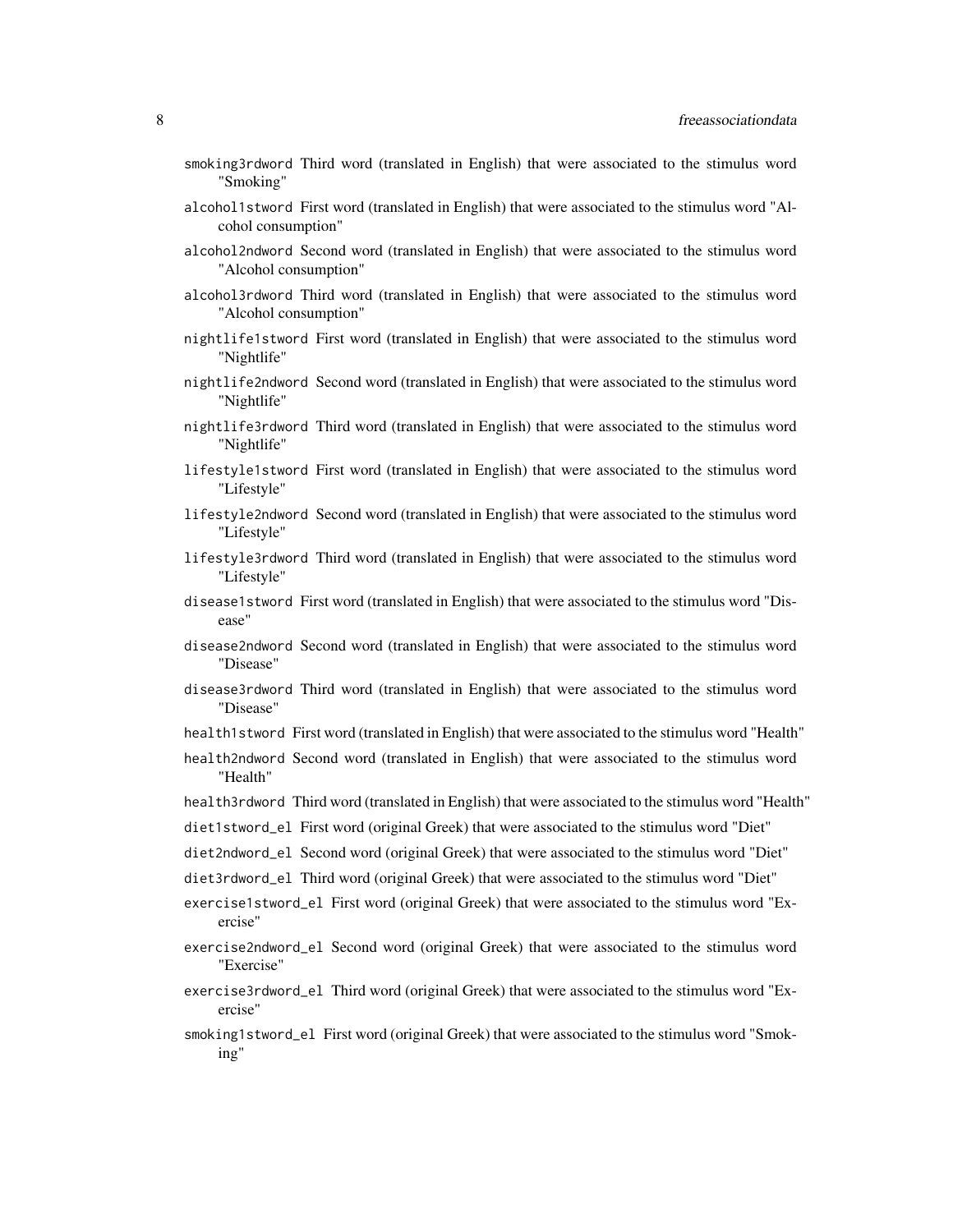`smoking3rdword` Third word (translated in English) that were associated to the stimulus word "Smoking"

`alcohol1stword` First word (translated in English) that were associated to the stimulus word "Alcohol consumption"

`alcohol2ndword` Second word (translated in English) that were associated to the stimulus word "Alcohol consumption"

`alcohol3rdword` Third word (translated in English) that were associated to the stimulus word "Alcohol consumption"

`nightlife1stword` First word (translated in English) that were associated to the stimulus word "Nightlife"

`nightlife2ndword` Second word (translated in English) that were associated to the stimulus word "Nightlife"

`nightlife3rdword` Third word (translated in English) that were associated to the stimulus word "Nightlife"

`lifestyle1stword` First word (translated in English) that were associated to the stimulus word "Lifestyle"

`lifestyle2ndword` Second word (translated in English) that were associated to the stimulus word "Lifestyle"

`lifestyle3rdword` Third word (translated in English) that were associated to the stimulus word "Lifestyle"

`disease1stword` First word (translated in English) that were associated to the stimulus word "Disease"

`disease2ndword` Second word (translated in English) that were associated to the stimulus word "Disease"

`disease3rdword` Third word (translated in English) that were associated to the stimulus word "Disease"

`health1stword` First word (translated in English) that were associated to the stimulus word "Health"

`health2ndword` Second word (translated in English) that were associated to the stimulus word "Health"

`health3rdword` Third word (translated in English) that were associated to the stimulus word "Health"

`diet1stword_el` First word (original Greek) that were associated to the stimulus word "Diet"

`diet2ndword_el` Second word (original Greek) that were associated to the stimulus word "Diet"

`diet3rdword_el` Third word (original Greek) that were associated to the stimulus word "Diet"

`exercise1stword_el` First word (original Greek) that were associated to the stimulus word "Exercise"

`exercise2ndword_el` Second word (original Greek) that were associated to the stimulus word "Exercise"

`exercise3rdword_el` Third word (original Greek) that were associated to the stimulus word "Exercise"

`smoking1stword_el` First word (original Greek) that were associated to the stimulus word "Smoking"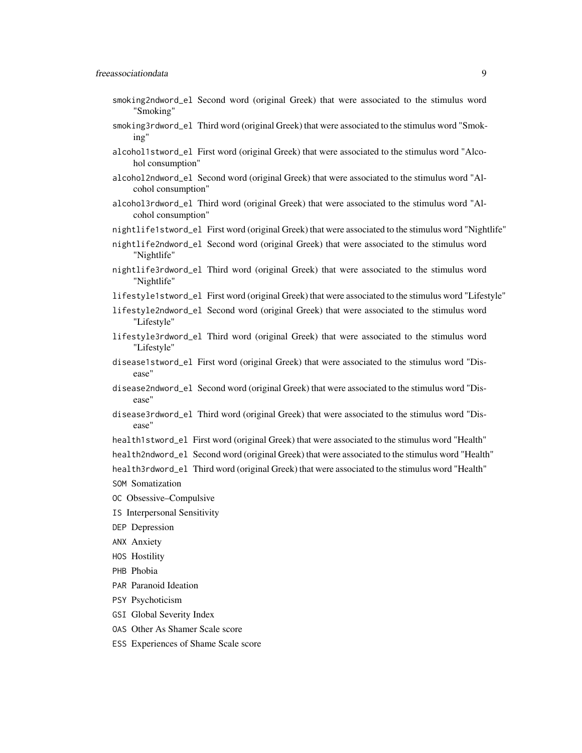- `smoking2ndword_el` Second word (original Greek) that were associated to the stimulus word "Smoking"
- `smoking3rdword_el` Third word (original Greek) that were associated to the stimulus word "Smoking"
- `alcohol1stword_el` First word (original Greek) that were associated to the stimulus word "Alcohol consumption"
- `alcohol2ndword_el` Second word (original Greek) that were associated to the stimulus word "Alcohol consumption"
- `alcohol3rdword_el` Third word (original Greek) that were associated to the stimulus word "Alcohol consumption"
- `nightlife1stword_el` First word (original Greek) that were associated to the stimulus word "Nightlife"
- `nightlife2ndword_el` Second word (original Greek) that were associated to the stimulus word "Nightlife"
- `nightlife3rdword_el` Third word (original Greek) that were associated to the stimulus word "Nightlife"
- `lifestyle1stword_el` First word (original Greek) that were associated to the stimulus word "Lifestyle"
- `lifestyle2ndword_el` Second word (original Greek) that were associated to the stimulus word "Lifestyle"
- `lifestyle3rdword_el` Third word (original Greek) that were associated to the stimulus word "Lifestyle"
- `disease1stword_el` First word (original Greek) that were associated to the stimulus word "Disease"
- `disease2ndword_el` Second word (original Greek) that were associated to the stimulus word "Disease"
- `disease3rdword_el` Third word (original Greek) that were associated to the stimulus word "Disease"
- `health1stword_el` First word (original Greek) that were associated to the stimulus word "Health"
- `health2ndword_el` Second word (original Greek) that were associated to the stimulus word "Health"
- `health3rdword_el` Third word (original Greek) that were associated to the stimulus word "Health"
- `SOM` Somatization
- `OC` Obsessive–Compulsive
- `IS` Interpersonal Sensitivity
- `DEP` Depression
- `ANX` Anxiety
- `HOS` Hostility
- `PHB` Phobia
- `PAR` Paranoid Ideation
- `PSY` Psychoticism
- `GSI` Global Severity Index
- `OAS` Other As Shamer Scale score
- `ESS` Experiences of Shame Scale score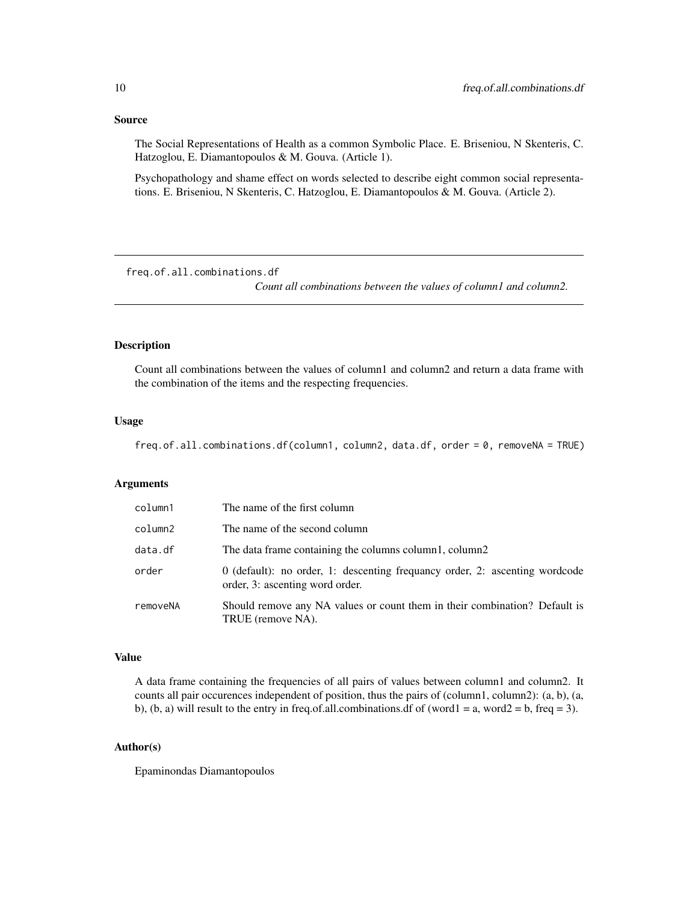## Source

The Social Representations of Health as a common Symbolic Place. E. Briseniou, N Skenteris, C. Hatzoglou, E. Diamantopoulos & M. Gouva. (Article 1).

Psychopathology and shame effect on words selected to describe eight common social representations. E. Briseniou, N Skenteris, C. Hatzoglou, E. Diamantopoulos & M. Gouva. (Article 2).

---

`freq.of.all.combinations.df` *Count all combinations between the values of column1 and column2.*

---

## Description

Count all combinations between the values of column1 and column2 and return a data frame with the combination of the items and the respecting frequencies.

## Usage

```
freq.of.all.combinations.df(column1, column2, data.df, order = 0, removeNA = TRUE)
```

## Arguments

| | |
|---|---|
| `column1` | The name of the first column |
| `column2` | The name of the second column |
| `data.df` | The data frame containing the columns column1, column2 |
| `order` | 0 (default): no order, 1: descenting frequancy order, 2: ascenting wordcode order, 3: ascenting word order. |
| `removeNA` | Should remove any NA values or count them in their combination? Default is TRUE (remove NA). |

## Value

A data frame containing the frequencies of all pairs of values between column1 and column2. It counts all pair occurences independent of position, thus the pairs of (column1, column2): (a, b), (a, b), (b, a) will result to the entry in freq.of.all.combinations.df of (word1 = a, word2 = b, freq = 3).

## Author(s)

Epaminondas Diamantopoulos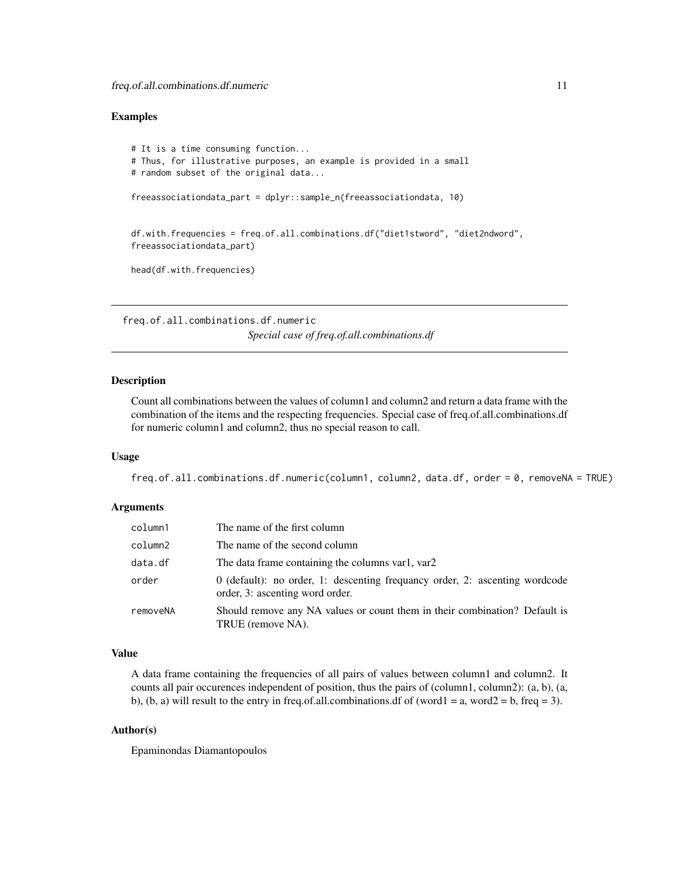## Examples

```
# It is a time consuming function...
# Thus, for illustrative purposes, an example is provided in a small
# random subset of the original data...

freeassociationdata_part = dplyr::sample_n(freeassociationdata, 10)


df.with.frequencies = freq.of.all.combinations.df("diet1stword", "diet2ndword",
freeassociationdata_part)

head(df.with.frequencies)
```

---

# freq.of.all.combinations.df.numeric

*Special case of freq.of.all.combinations.df*

---

## Description

Count all combinations between the values of column1 and column2 and return a data frame with the combination of the items and the respecting frequencies. Special case of freq.of.all.combinations.df for numeric column1 and column2, thus no special reason to call.

## Usage

```
freq.of.all.combinations.df.numeric(column1, column2, data.df, order = 0, removeNA = TRUE)
```

## Arguments

| | |
|---|---|
| `column1` | The name of the first column |
| `column2` | The name of the second column |
| `data.df` | The data frame containing the columns var1, var2 |
| `order` | 0 (default): no order, 1: descenting frequancy order, 2: ascenting wordcode order, 3: ascenting word order. |
| `removeNA` | Should remove any NA values or count them in their combination? Default is TRUE (remove NA). |

## Value

A data frame containing the frequencies of all pairs of values between column1 and column2. It counts all pair occurences independent of position, thus the pairs of (column1, column2): (a, b), (a, b), (b, a) will result to the entry in freq.of.all.combinations.df of (word1 = a, word2 = b, freq = 3).

## Author(s)

Epaminondas Diamantopoulos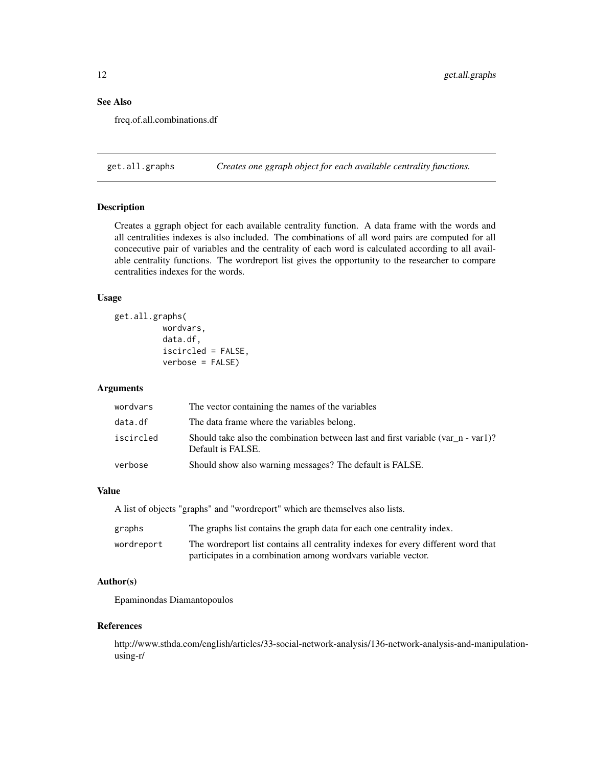## See Also

freq.of.all.combinations.df

---

## get.all.graphs — *Creates one ggraph object for each available centrality functions.*

### Description

Creates a ggraph object for each available centrality function. A data frame with the words and all centralities indexes is also included. The combinations of all word pairs are computed for all concecutive pair of variables and the centrality of each word is calculated according to all available centrality functions. The wordreport list gives the opportunity to the researcher to compare centralities indexes for the words.

### Usage

```
get.all.graphs(
          wordvars,
          data.df,
          iscircled = FALSE,
          verbose = FALSE)
```

### Arguments

| | |
|---|---|
| wordvars | The vector containing the names of the variables |
| data.df | The data frame where the variables belong. |
| iscircled | Should take also the combination between last and first variable (var_n - var1)? Default is FALSE. |
| verbose | Should show also warning messages? The default is FALSE. |

### Value

A list of objects "graphs" and "wordreport" which are themselves also lists.

| | |
|---|---|
| graphs | The graphs list contains the graph data for each one centrality index. |
| wordreport | The wordreport list contains all centrality indexes for every different word that participates in a combination among wordvars variable vector. |

### Author(s)

Epaminondas Diamantopoulos

### References

http://www.sthda.com/english/articles/33-social-network-analysis/136-network-analysis-and-manipulation-using-r/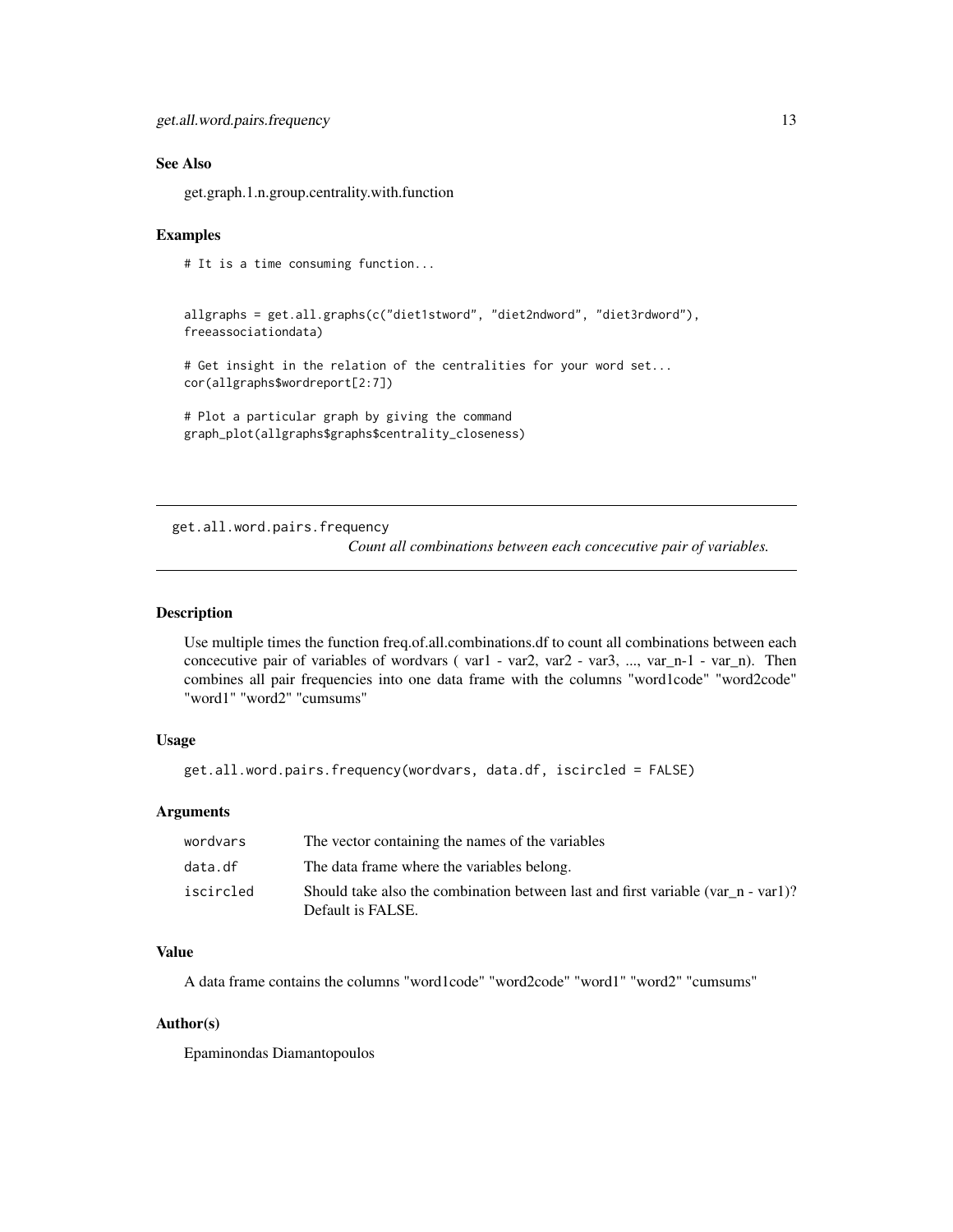### See Also

get.graph.1.n.group.centrality.with.function

### Examples

```
# It is a time consuming function...


allgraphs = get.all.graphs(c("diet1stword", "diet2ndword", "diet3rdword"),
freeassociationdata)

# Get insight in the relation of the centralities for your word set...
cor(allgraphs$wordreport[2:7])

# Plot a particular graph by giving the command
graph_plot(allgraphs$graphs$centrality_closeness)
```

---

## get.all.word.pairs.frequency

*Count all combinations between each concecutive pair of variables.*

---

### Description

Use multiple times the function freq.of.all.combinations.df to count all combinations between each concecutive pair of variables of wordvars ( var1 - var2, var2 - var3, ..., var_n-1 - var_n). Then combines all pair frequencies into one data frame with the columns "word1code" "word2code" "word1" "word2" "cumsums"

### Usage

```
get.all.word.pairs.frequency(wordvars, data.df, iscircled = FALSE)
```

### Arguments

| | |
|---|---|
| wordvars | The vector containing the names of the variables |
| data.df | The data frame where the variables belong. |
| iscircled | Should take also the combination between last and first variable (var_n - var1)? Default is FALSE. |

### Value

A data frame contains the columns "word1code" "word2code" "word1" "word2" "cumsums"

### Author(s)

Epaminondas Diamantopoulos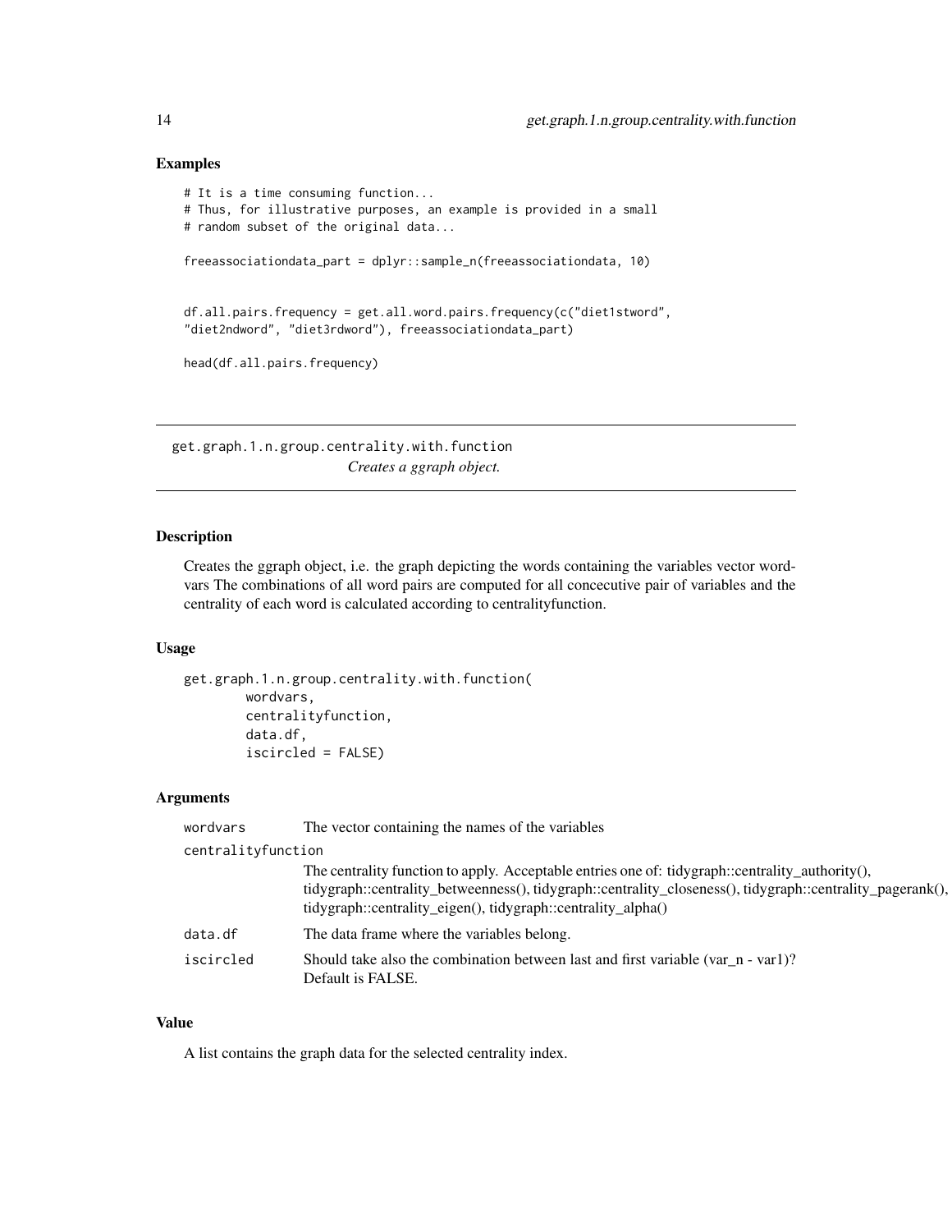## Examples

```
# It is a time consuming function...
# Thus, for illustrative purposes, an example is provided in a small
# random subset of the original data...

freeassociationdata_part = dplyr::sample_n(freeassociationdata, 10)


df.all.pairs.frequency = get.all.word.pairs.frequency(c("diet1stword",
"diet2ndword", "diet3rdword"), freeassociationdata_part)

head(df.all.pairs.frequency)
```

---

# get.graph.1.n.group.centrality.with.function    *Creates a ggraph object.*

---

## Description

Creates the ggraph object, i.e. the graph depicting the words containing the variables vector wordvars The combinations of all word pairs are computed for all concecutive pair of variables and the centrality of each word is calculated according to centralityfunction.

## Usage

```
get.graph.1.n.group.centrality.with.function(
        wordvars,
        centralityfunction,
        data.df,
        iscircled = FALSE)
```

## Arguments

| Argument | Description |
|---|---|
| `wordvars` | The vector containing the names of the variables |
| `centralityfunction` | The centrality function to apply. Acceptable entries one of: tidygraph::centrality_authority(), tidygraph::centrality_betweenness(), tidygraph::centrality_closeness(), tidygraph::centrality_pagerank(), tidygraph::centrality_eigen(), tidygraph::centrality_alpha() |
| `data.df` | The data frame where the variables belong. |
| `iscircled` | Should take also the combination between last and first variable (var_n - var1)? Default is FALSE. |

## Value

A list contains the graph data for the selected centrality index.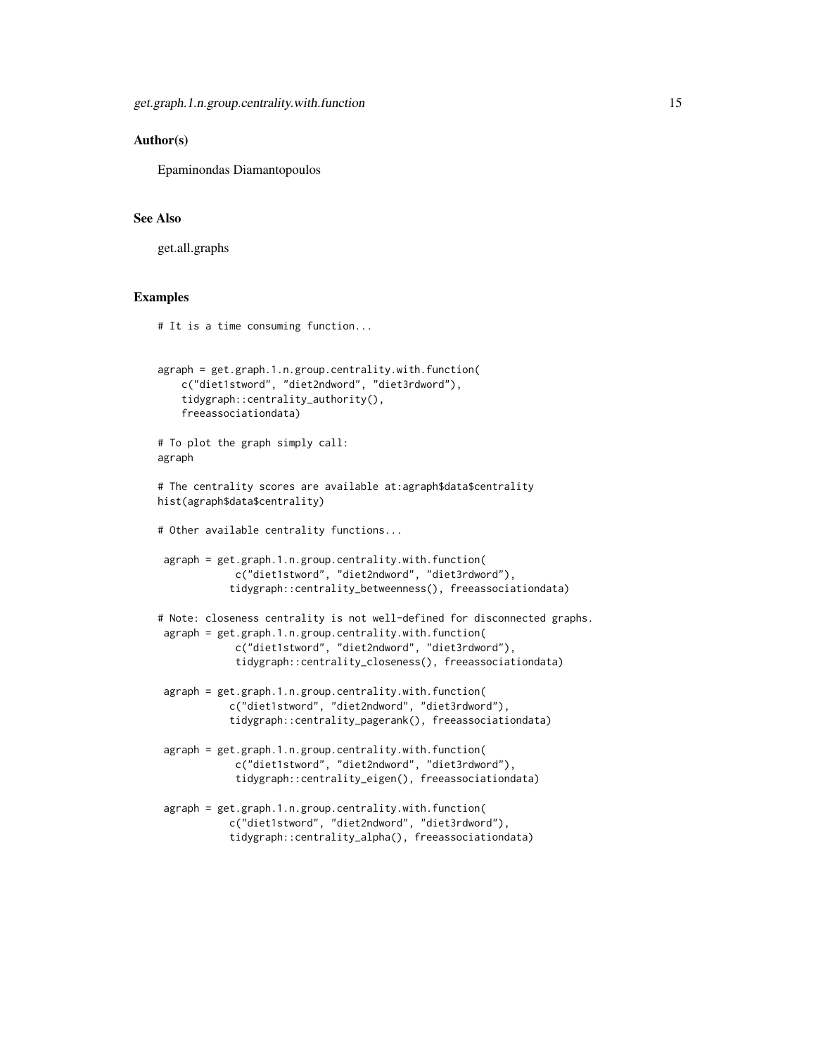### Author(s)

Epaminondas Diamantopoulos

### See Also

get.all.graphs

### Examples

```
# It is a time consuming function...


agraph = get.graph.1.n.group.centrality.with.function(
    c("diet1stword", "diet2ndword", "diet3rdword"),
    tidygraph::centrality_authority(),
    freeassociationdata)

# To plot the graph simply call:
agraph

# The centrality scores are available at:agraph$data$centrality
hist(agraph$data$centrality)

# Other available centrality functions...

 agraph = get.graph.1.n.group.centrality.with.function(
             c("diet1stword", "diet2ndword", "diet3rdword"),
           tidygraph::centrality_betweenness(), freeassociationdata)

# Note: closeness centrality is not well-defined for disconnected graphs.
 agraph = get.graph.1.n.group.centrality.with.function(
             c("diet1stword", "diet2ndword", "diet3rdword"),
             tidygraph::centrality_closeness(), freeassociationdata)

 agraph = get.graph.1.n.group.centrality.with.function(
           c("diet1stword", "diet2ndword", "diet3rdword"),
           tidygraph::centrality_pagerank(), freeassociationdata)

 agraph = get.graph.1.n.group.centrality.with.function(
             c("diet1stword", "diet2ndword", "diet3rdword"),
             tidygraph::centrality_eigen(), freeassociationdata)

 agraph = get.graph.1.n.group.centrality.with.function(
           c("diet1stword", "diet2ndword", "diet3rdword"),
           tidygraph::centrality_alpha(), freeassociationdata)
```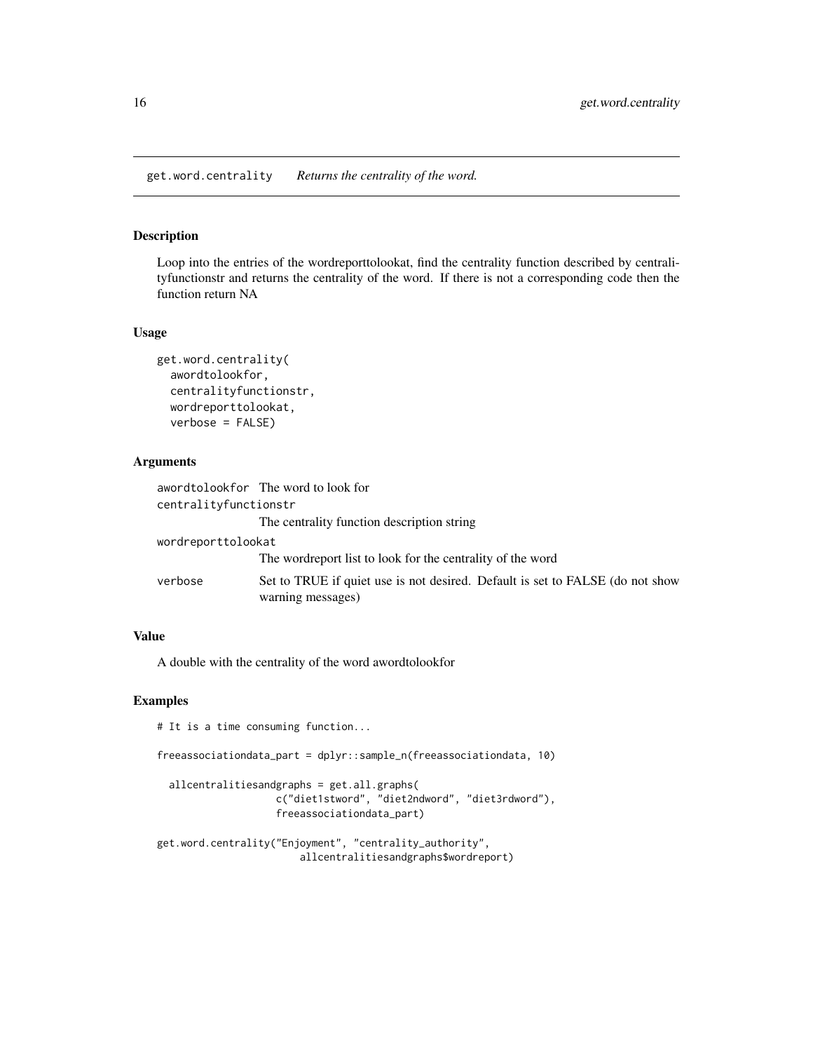get.word.centrality *Returns the centrality of the word.*

## Description

Loop into the entries of the wordreporttolookat, find the centrality function described by centralityfunctionstr and returns the centrality of the word. If there is not a corresponding code then the function return NA

## Usage

```
get.word.centrality(
  awordtolookfor,
  centralityfunctionstr,
  wordreporttolookat,
  verbose = FALSE)
```

## Arguments

| | |
|---|---|
| awordtolookfor | The word to look for |
| centralityfunctionstr | The centrality function description string |
| wordreporttolookat | The wordreport list to look for the centrality of the word |
| verbose | Set to TRUE if quiet use is not desired. Default is set to FALSE (do not show warning messages) |

## Value

A double with the centrality of the word awordtolookfor

## Examples

```
# It is a time consuming function...

freeassociationdata_part = dplyr::sample_n(freeassociationdata, 10)

  allcentralitiesandgraphs = get.all.graphs(
                    c("diet1stword", "diet2ndword", "diet3rdword"),
                    freeassociationdata_part)

get.word.centrality("Enjoyment", "centrality_authority",
                        allcentralitiesandgraphs$wordreport)
```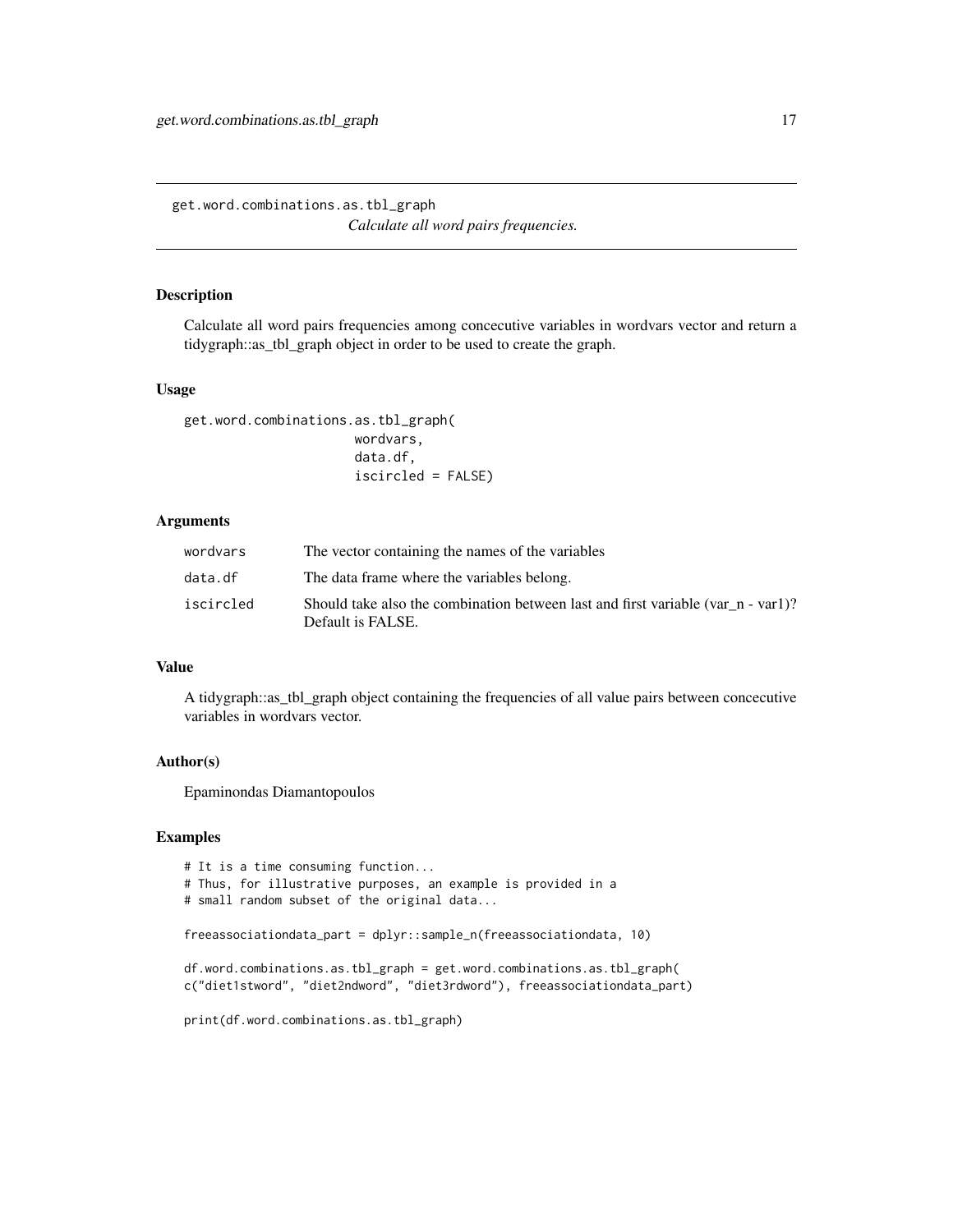get.word.combinations.as.tbl_graph

*Calculate all word pairs frequencies.*

## Description

Calculate all word pairs frequencies among concecutive variables in wordvars vector and return a tidygraph::as_tbl_graph object in order to be used to create the graph.

## Usage

```
get.word.combinations.as.tbl_graph(
                    wordvars,
                    data.df,
                    iscircled = FALSE)
```

## Arguments

| | |
|---|---|
| wordvars | The vector containing the names of the variables |
| data.df | The data frame where the variables belong. |
| iscircled | Should take also the combination between last and first variable (var_n - var1)? Default is FALSE. |

## Value

A tidygraph::as_tbl_graph object containing the frequencies of all value pairs between concecutive variables in wordvars vector.

## Author(s)

Epaminondas Diamantopoulos

## Examples

```
# It is a time consuming function...
# Thus, for illustrative purposes, an example is provided in a
# small random subset of the original data...

freeassociationdata_part = dplyr::sample_n(freeassociationdata, 10)

df.word.combinations.as.tbl_graph = get.word.combinations.as.tbl_graph(
c("diet1stword", "diet2ndword", "diet3rdword"), freeassociationdata_part)

print(df.word.combinations.as.tbl_graph)
```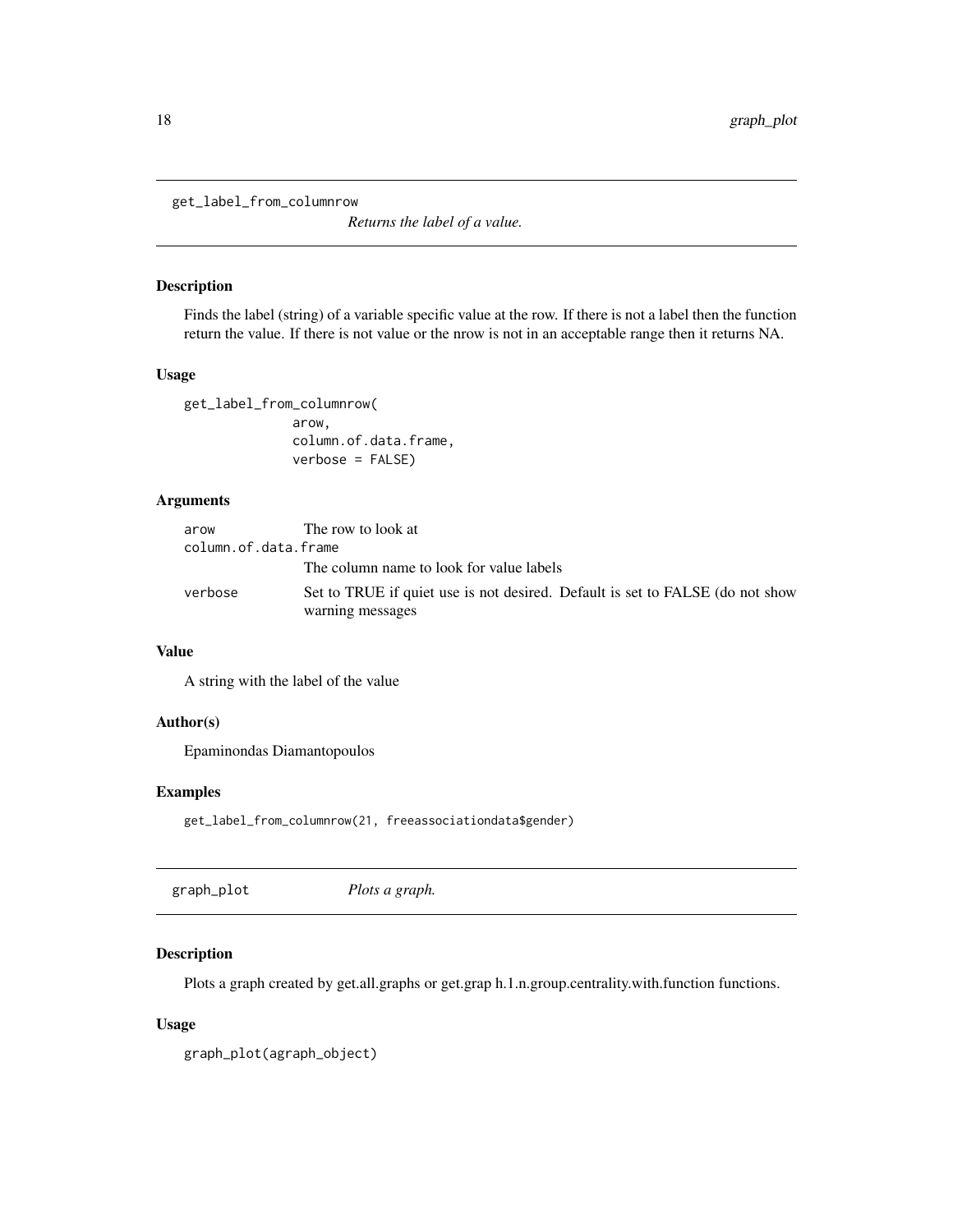## get_label_from_columnrow

*Returns the label of a value.*

### Description

Finds the label (string) of a variable specific value at the row. If there is not a label then the function return the value. If there is not value or the nrow is not in an acceptable range then it returns NA.

### Usage

```
get_label_from_columnrow(
              arow,
              column.of.data.frame,
              verbose = FALSE)
```

### Arguments

| | |
|---|---|
| arow | The row to look at |
| column.of.data.frame | The column name to look for value labels |
| verbose | Set to TRUE if quiet use is not desired. Default is set to FALSE (do not show warning messages |

### Value

A string with the label of the value

### Author(s)

Epaminondas Diamantopoulos

### Examples

```
get_label_from_columnrow(21, freeassociationdata$gender)
```

## graph_plot

*Plots a graph.*

### Description

Plots a graph created by get.all.graphs or get.grap h.1.n.group.centrality.with.function functions.

### Usage

```
graph_plot(agraph_object)
```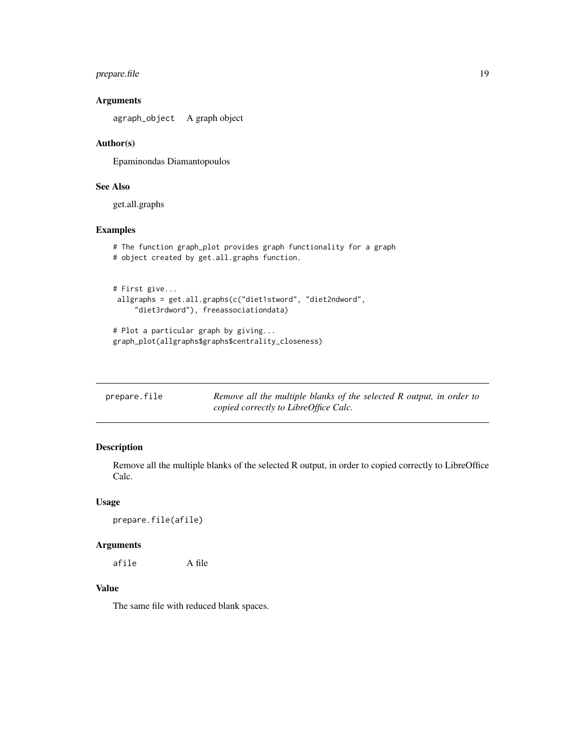### Arguments

agraph_object    A graph object

### Author(s)

Epaminondas Diamantopoulos

### See Also

get.all.graphs

### Examples

```
# The function graph_plot provides graph functionality for a graph
# object created by get.all.graphs function.


# First give...
 allgraphs = get.all.graphs(c("diet1stword", "diet2ndword",
     "diet3rdword"), freeassociationdata)

# Plot a particular graph by giving...
graph_plot(allgraphs$graphs$centrality_closeness)
```

---

## prepare.file    *Remove all the multiple blanks of the selected R output, in order to copied correctly to LibreOffice Calc.*

---

### Description

Remove all the multiple blanks of the selected R output, in order to copied correctly to LibreOffice Calc.

### Usage

```
prepare.file(afile)
```

### Arguments

afile    A file

### Value

The same file with reduced blank spaces.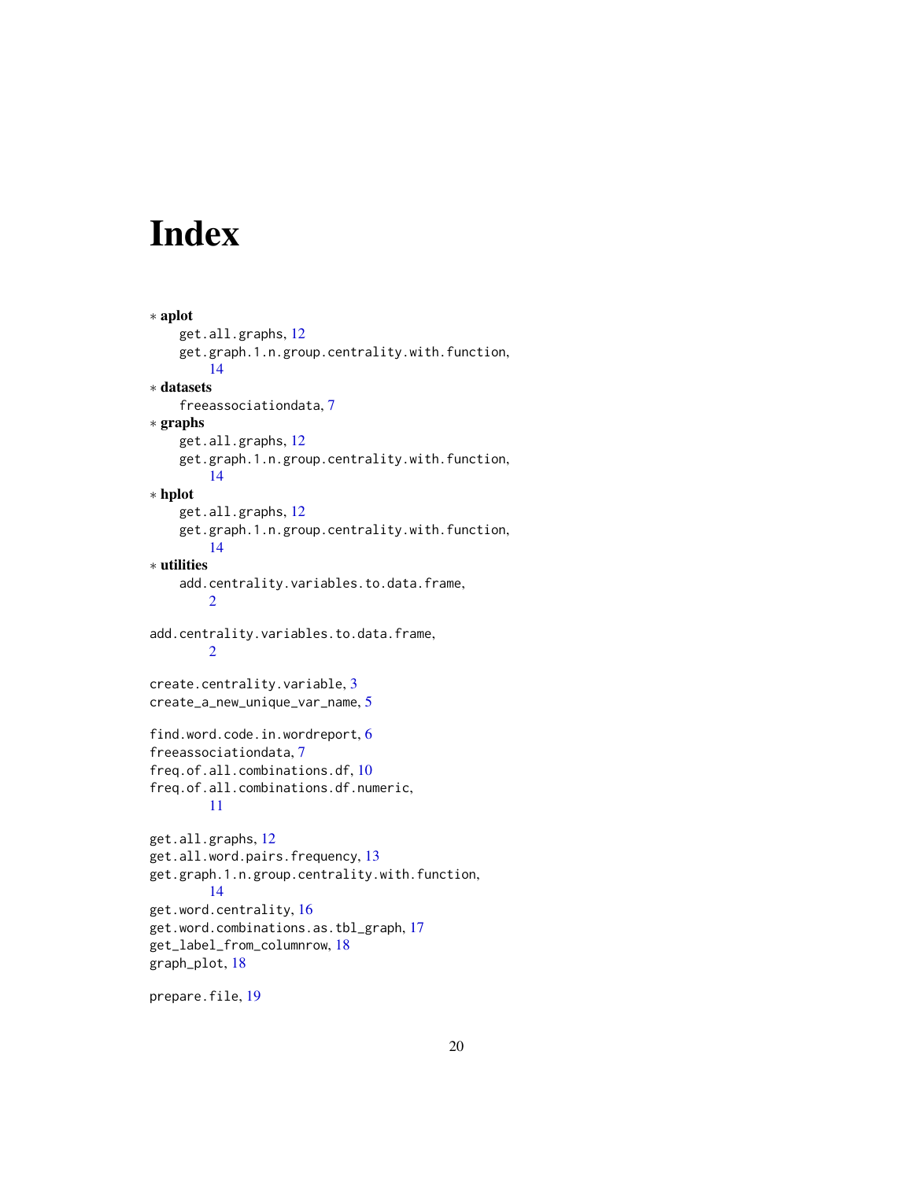# Index

* **aplot**
  get.all.graphs, 12
  get.graph.1.n.group.centrality.with.function, 14
* **datasets**
  freeassociationdata, 7
* **graphs**
  get.all.graphs, 12
  get.graph.1.n.group.centrality.with.function, 14
* **hplot**
  get.all.graphs, 12
  get.graph.1.n.group.centrality.with.function, 14
* **utilities**
  add.centrality.variables.to.data.frame, 2

add.centrality.variables.to.data.frame, 2

create.centrality.variable, 3
create_a_new_unique_var_name, 5

find.word.code.in.wordreport, 6
freeassociationdata, 7
freq.of.all.combinations.df, 10
freq.of.all.combinations.df.numeric, 11

get.all.graphs, 12
get.all.word.pairs.frequency, 13
get.graph.1.n.group.centrality.with.function, 14
get.word.centrality, 16
get.word.combinations.as.tbl_graph, 17
get_label_from_columnrow, 18
graph_plot, 18

prepare.file, 19